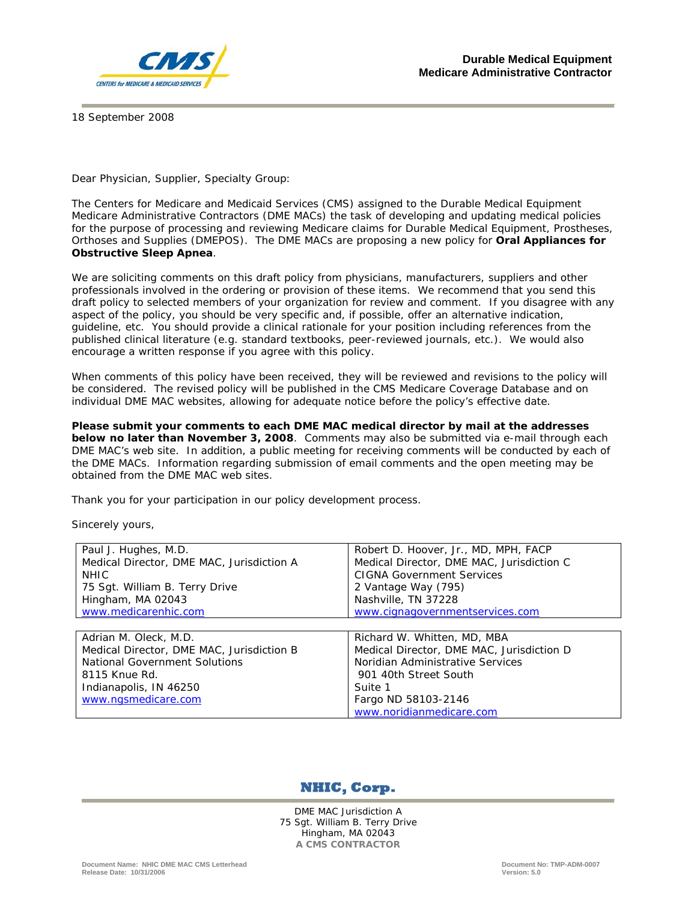**Durable Medical Equipment**
**Medicare Administrative Contractor**

18 September 2008

Dear Physician, Supplier, Specialty Group:

The Centers for Medicare and Medicaid Services (CMS) assigned to the Durable Medical Equipment Medicare Administrative Contractors (DME MACs) the task of developing and updating medical policies for the purpose of processing and reviewing Medicare claims for Durable Medical Equipment, Prostheses, Orthoses and Supplies (DMEPOS). The DME MACs are proposing a new policy for **Oral Appliances for Obstructive Sleep Apnea**.

We are soliciting comments on this draft policy from physicians, manufacturers, suppliers and other professionals involved in the ordering or provision of these items. We recommend that you send this draft policy to selected members of your organization for review and comment. If you disagree with any aspect of the policy, you should be very specific and, if possible, offer an alternative indication, guideline, etc. You should provide a clinical rationale for your position including references from the published clinical literature (e.g. standard textbooks, peer-reviewed journals, etc.). We would also encourage a written response if you agree with this policy.

When comments of this policy have been received, they will be reviewed and revisions to the policy will be considered. The revised policy will be published in the CMS Medicare Coverage Database and on individual DME MAC websites, allowing for adequate notice before the policy's effective date.

**Please submit your comments to each DME MAC medical director by mail at the addresses below no later than November 3, 2008**. Comments may also be submitted via e-mail through each DME MAC's web site. In addition, a public meeting for receiving comments will be conducted by each of the DME MACs. Information regarding submission of email comments and the open meeting may be obtained from the DME MAC web sites.

Thank you for your participation in our policy development process.

Sincerely yours,

| | |
|---|---|
| Paul J. Hughes, M.D.<br>Medical Director, DME MAC, Jurisdiction A<br>NHIC<br>75 Sgt. William B. Terry Drive<br>Hingham, MA 02043<br>www.medicarenhic.com | Robert D. Hoover, Jr., MD, MPH, FACP<br>Medical Director, DME MAC, Jurisdiction C<br>CIGNA Government Services<br>2 Vantage Way (795)<br>Nashville, TN 37228<br>www.cignagovernmentservices.com |
| Adrian M. Oleck, M.D.<br>Medical Director, DME MAC, Jurisdiction B<br>National Government Solutions<br>8115 Knue Rd.<br>Indianapolis, IN 46250<br>www.ngsmedicare.com | Richard W. Whitten, MD, MBA<br>Medical Director, DME MAC, Jurisdiction D<br>Noridian Administrative Services<br>901 40th Street South<br>Suite 1<br>Fargo ND 58103-2146<br>www.noridianmedicare.com |

**NHIC, Corp.**

DME MAC Jurisdiction A
75 Sgt. William B. Terry Drive
Hingham, MA 02043
**A CMS CONTRACTOR**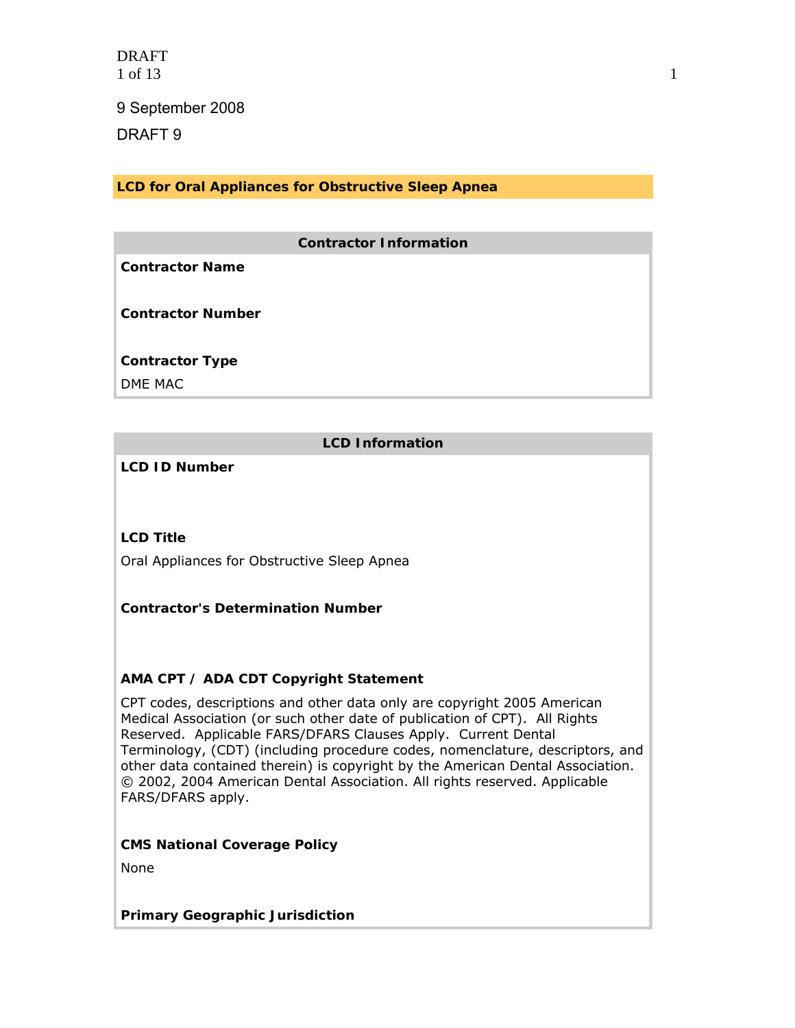9 September 2008

DRAFT 9

# LCD for Oral Appliances for Obstructive Sleep Apnea

## Contractor Information

**Contractor Name**

**Contractor Number**

**Contractor Type**

DME MAC

## LCD Information

**LCD ID Number**

**LCD Title**

Oral Appliances for Obstructive Sleep Apnea

**Contractor's Determination Number**

**AMA CPT / ADA CDT Copyright Statement**

CPT codes, descriptions and other data only are copyright 2005 American Medical Association (or such other date of publication of CPT). All Rights Reserved. Applicable FARS/DFARS Clauses Apply. Current Dental Terminology, (CDT) (including procedure codes, nomenclature, descriptors, and other data contained therein) is copyright by the American Dental Association. © 2002, 2004 American Dental Association. All rights reserved. Applicable FARS/DFARS apply.

**CMS National Coverage Policy**

None

**Primary Geographic Jurisdiction**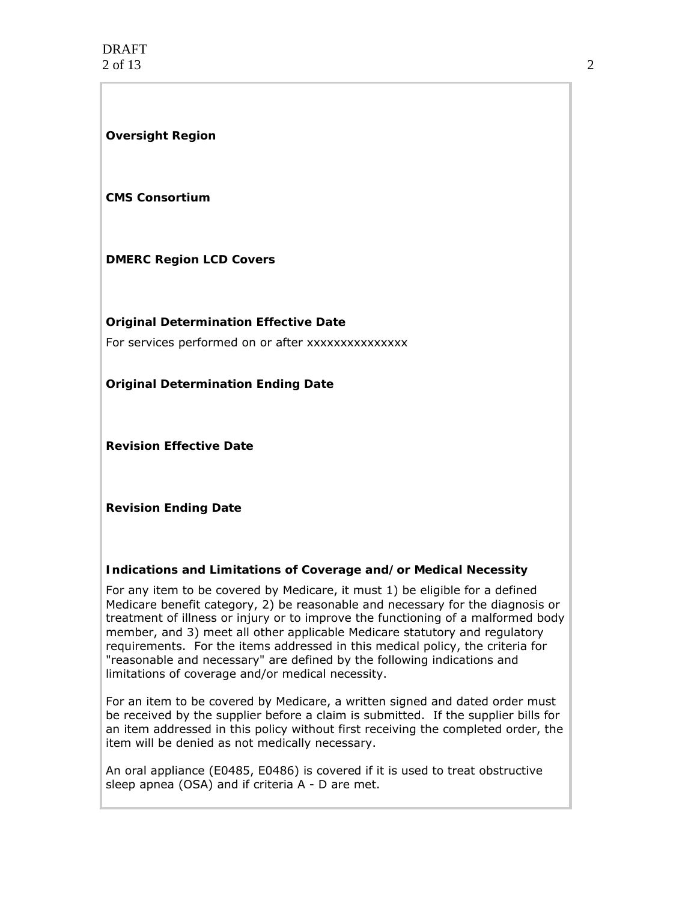**Oversight Region**

**CMS Consortium**

**DMERC Region LCD Covers**

**Original Determination Effective Date**

For services performed on or after xxxxxxxxxxxxxx

**Original Determination Ending Date**

**Revision Effective Date**

**Revision Ending Date**

**Indications and Limitations of Coverage and/or Medical Necessity**

For any item to be covered by Medicare, it must 1) be eligible for a defined Medicare benefit category, 2) be reasonable and necessary for the diagnosis or treatment of illness or injury or to improve the functioning of a malformed body member, and 3) meet all other applicable Medicare statutory and regulatory requirements. For the items addressed in this medical policy, the criteria for "reasonable and necessary" are defined by the following indications and limitations of coverage and/or medical necessity.

For an item to be covered by Medicare, a written signed and dated order must be received by the supplier before a claim is submitted. If the supplier bills for an item addressed in this policy without first receiving the completed order, the item will be denied as not medically necessary.

An oral appliance (E0485, E0486) is covered if it is used to treat obstructive sleep apnea (OSA) and if criteria A - D are met.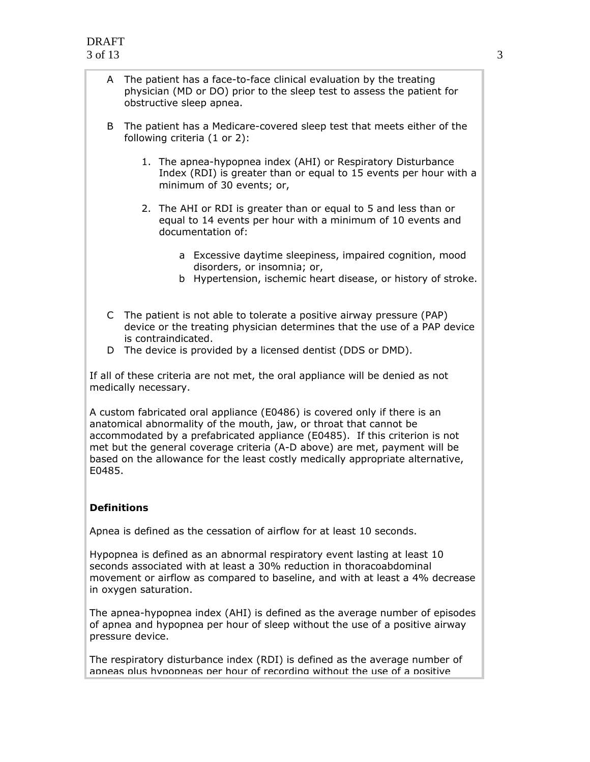A The patient has a face-to-face clinical evaluation by the treating physician (MD or DO) prior to the sleep test to assess the patient for obstructive sleep apnea.

B The patient has a Medicare-covered sleep test that meets either of the following criteria (1 or 2):

1. The apnea-hypopnea index (AHI) or Respiratory Disturbance Index (RDI) is greater than or equal to 15 events per hour with a minimum of 30 events; or,

2. The AHI or RDI is greater than or equal to 5 and less than or equal to 14 events per hour with a minimum of 10 events and documentation of:

   a Excessive daytime sleepiness, impaired cognition, mood disorders, or insomnia; or,
   b Hypertension, ischemic heart disease, or history of stroke.

C The patient is not able to tolerate a positive airway pressure (PAP) device or the treating physician determines that the use of a PAP device is contraindicated.

D The device is provided by a licensed dentist (DDS or DMD).

If all of these criteria are not met, the oral appliance will be denied as not medically necessary.

A custom fabricated oral appliance (E0486) is covered only if there is an anatomical abnormality of the mouth, jaw, or throat that cannot be accommodated by a prefabricated appliance (E0485). If this criterion is not met but the general coverage criteria (A-D above) are met, payment will be based on the allowance for the least costly medically appropriate alternative, E0485.

**Definitions**

Apnea is defined as the cessation of airflow for at least 10 seconds.

Hypopnea is defined as an abnormal respiratory event lasting at least 10 seconds associated with at least a 30% reduction in thoracoabdominal movement or airflow as compared to baseline, and with at least a 4% decrease in oxygen saturation.

The apnea-hypopnea index (AHI) is defined as the average number of episodes of apnea and hypopnea per hour of sleep without the use of a positive airway pressure device.

The respiratory disturbance index (RDI) is defined as the average number of apneas plus hypopneas per hour of recording without the use of a positive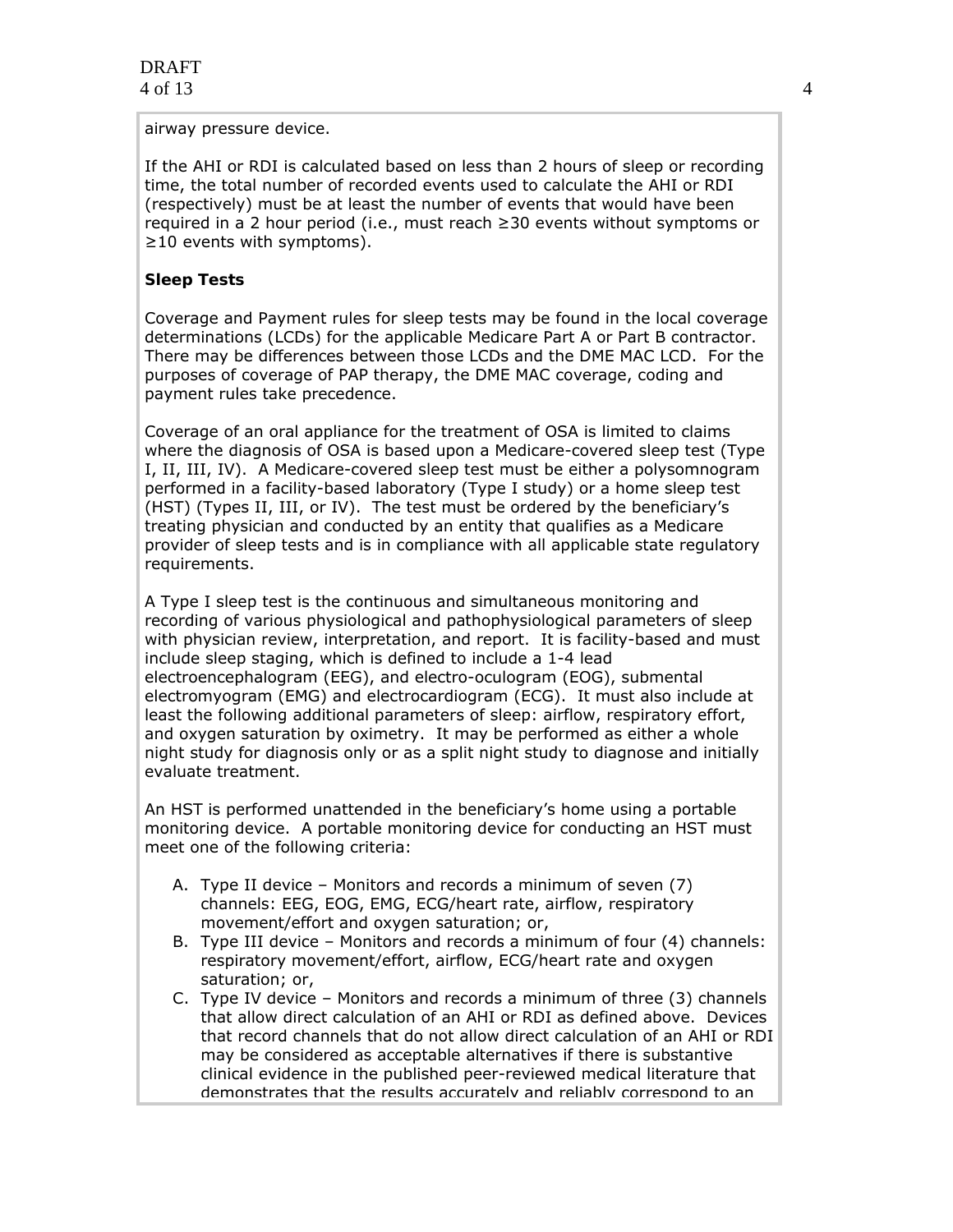airway pressure device.

If the AHI or RDI is calculated based on less than 2 hours of sleep or recording time, the total number of recorded events used to calculate the AHI or RDI (respectively) must be at least the number of events that would have been required in a 2 hour period (i.e., must reach ≥30 events without symptoms or ≥10 events with symptoms).

**Sleep Tests**

Coverage and Payment rules for sleep tests may be found in the local coverage determinations (LCDs) for the applicable Medicare Part A or Part B contractor. There may be differences between those LCDs and the DME MAC LCD. For the purposes of coverage of PAP therapy, the DME MAC coverage, coding and payment rules take precedence.

Coverage of an oral appliance for the treatment of OSA is limited to claims where the diagnosis of OSA is based upon a Medicare-covered sleep test (Type I, II, III, IV). A Medicare-covered sleep test must be either a polysomnogram performed in a facility-based laboratory (Type I study) or a home sleep test (HST) (Types II, III, or IV). The test must be ordered by the beneficiary's treating physician and conducted by an entity that qualifies as a Medicare provider of sleep tests and is in compliance with all applicable state regulatory requirements.

A Type I sleep test is the continuous and simultaneous monitoring and recording of various physiological and pathophysiological parameters of sleep with physician review, interpretation, and report. It is facility-based and must include sleep staging, which is defined to include a 1-4 lead electroencephalogram (EEG), and electro-oculogram (EOG), submental electromyogram (EMG) and electrocardiogram (ECG). It must also include at least the following additional parameters of sleep: airflow, respiratory effort, and oxygen saturation by oximetry. It may be performed as either a whole night study for diagnosis only or as a split night study to diagnose and initially evaluate treatment.

An HST is performed unattended in the beneficiary's home using a portable monitoring device. A portable monitoring device for conducting an HST must meet one of the following criteria:

A. Type II device – Monitors and records a minimum of seven (7) channels: EEG, EOG, EMG, ECG/heart rate, airflow, respiratory movement/effort and oxygen saturation; or,
B. Type III device – Monitors and records a minimum of four (4) channels: respiratory movement/effort, airflow, ECG/heart rate and oxygen saturation; or,
C. Type IV device – Monitors and records a minimum of three (3) channels that allow direct calculation of an AHI or RDI as defined above. Devices that record channels that do not allow direct calculation of an AHI or RDI may be considered as acceptable alternatives if there is substantive clinical evidence in the published peer-reviewed medical literature that demonstrates that the results accurately and reliably correspond to an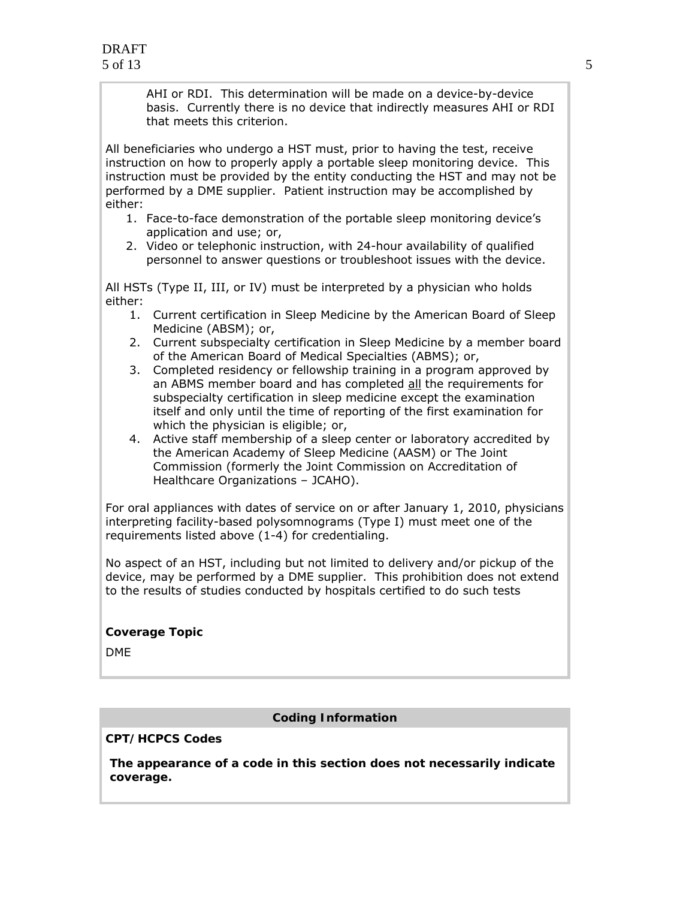AHI or RDI. This determination will be made on a device-by-device basis. Currently there is no device that indirectly measures AHI or RDI that meets this criterion.

All beneficiaries who undergo a HST must, prior to having the test, receive instruction on how to properly apply a portable sleep monitoring device. This instruction must be provided by the entity conducting the HST and may not be performed by a DME supplier. Patient instruction may be accomplished by either:

1. Face-to-face demonstration of the portable sleep monitoring device's application and use; or,
2. Video or telephonic instruction, with 24-hour availability of qualified personnel to answer questions or troubleshoot issues with the device.

All HSTs (Type II, III, or IV) must be interpreted by a physician who holds either:

1. Current certification in Sleep Medicine by the American Board of Sleep Medicine (ABSM); or,
2. Current subspecialty certification in Sleep Medicine by a member board of the American Board of Medical Specialties (ABMS); or,
3. Completed residency or fellowship training in a program approved by an ABMS member board and has completed <u>all</u> the requirements for subspecialty certification in sleep medicine except the examination itself and only until the time of reporting of the first examination for which the physician is eligible; or,
4. Active staff membership of a sleep center or laboratory accredited by the American Academy of Sleep Medicine (AASM) or The Joint Commission (formerly the Joint Commission on Accreditation of Healthcare Organizations – JCAHO).

For oral appliances with dates of service on or after January 1, 2010, physicians interpreting facility-based polysomnograms (Type I) must meet one of the requirements listed above (1-4) for credentialing.

No aspect of an HST, including but not limited to delivery and/or pickup of the device, may be performed by a DME supplier. This prohibition does not extend to the results of studies conducted by hospitals certified to do such tests

**Coverage Topic**

DME

## Coding Information

**CPT/HCPCS Codes**

**The appearance of a code in this section does not necessarily indicate coverage.**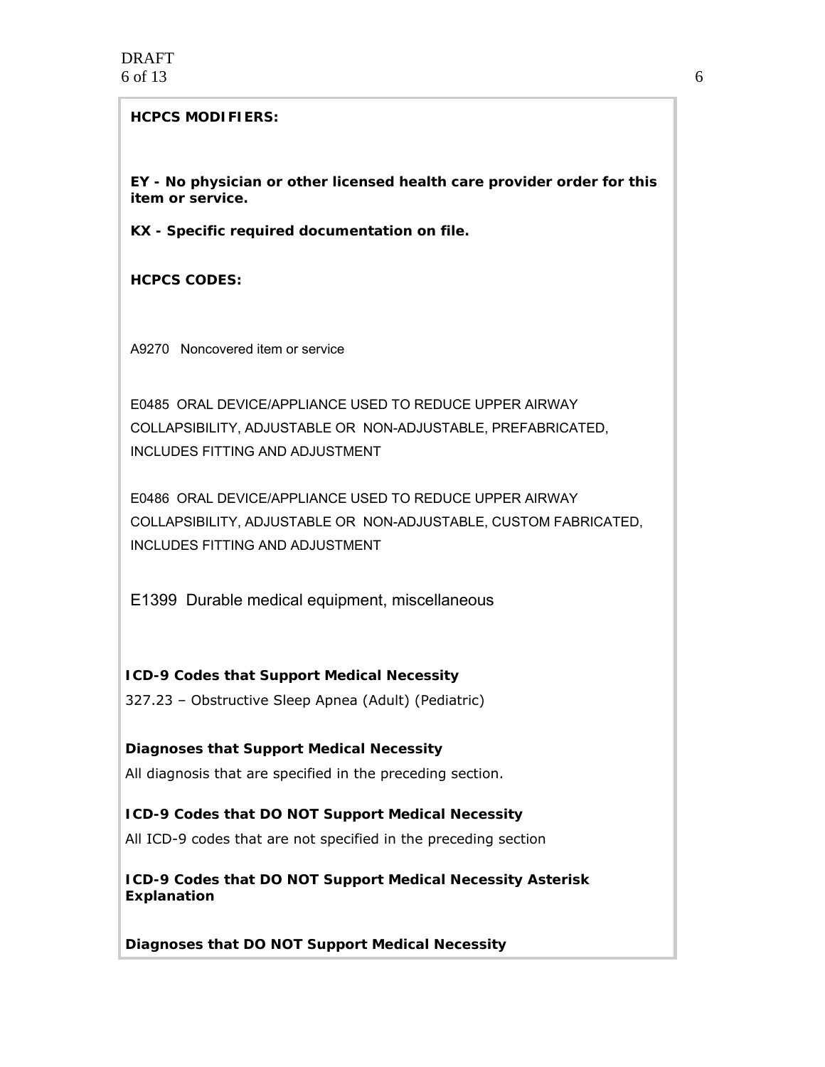**HCPCS MODIFIERS:**

**EY - No physician or other licensed health care provider order for this item or service.**

**KX - Specific required documentation on file.**

**HCPCS CODES:**

A9270 Noncovered item or service

E0485 ORAL DEVICE/APPLIANCE USED TO REDUCE UPPER AIRWAY COLLAPSIBILITY, ADJUSTABLE OR NON-ADJUSTABLE, PREFABRICATED, INCLUDES FITTING AND ADJUSTMENT

E0486 ORAL DEVICE/APPLIANCE USED TO REDUCE UPPER AIRWAY COLLAPSIBILITY, ADJUSTABLE OR NON-ADJUSTABLE, CUSTOM FABRICATED, INCLUDES FITTING AND ADJUSTMENT

E1399 Durable medical equipment, miscellaneous

**ICD-9 Codes that Support Medical Necessity**

327.23 – Obstructive Sleep Apnea (Adult) (Pediatric)

**Diagnoses that Support Medical Necessity**

All diagnosis that are specified in the preceding section.

**ICD-9 Codes that DO NOT Support Medical Necessity**

All ICD-9 codes that are not specified in the preceding section

**ICD-9 Codes that DO NOT Support Medical Necessity Asterisk Explanation**

**Diagnoses that DO NOT Support Medical Necessity**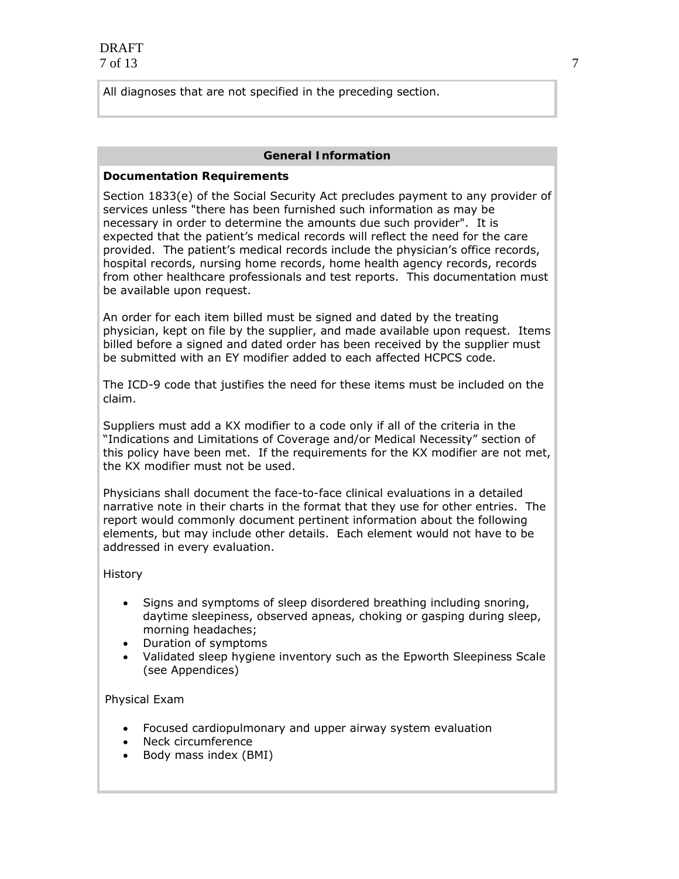All diagnoses that are not specified in the preceding section.

## General Information

**Documentation Requirements**

Section 1833(e) of the Social Security Act precludes payment to any provider of services unless "there has been furnished such information as may be necessary in order to determine the amounts due such provider". It is expected that the patient's medical records will reflect the need for the care provided. The patient's medical records include the physician's office records, hospital records, nursing home records, home health agency records, records from other healthcare professionals and test reports. This documentation must be available upon request.

An order for each item billed must be signed and dated by the treating physician, kept on file by the supplier, and made available upon request. Items billed before a signed and dated order has been received by the supplier must be submitted with an EY modifier added to each affected HCPCS code.

The ICD-9 code that justifies the need for these items must be included on the claim.

Suppliers must add a KX modifier to a code only if all of the criteria in the "Indications and Limitations of Coverage and/or Medical Necessity" section of this policy have been met. If the requirements for the KX modifier are not met, the KX modifier must not be used.

Physicians shall document the face-to-face clinical evaluations in a detailed narrative note in their charts in the format that they use for other entries. The report would commonly document pertinent information about the following elements, but may include other details. Each element would not have to be addressed in every evaluation.

History

- Signs and symptoms of sleep disordered breathing including snoring, daytime sleepiness, observed apneas, choking or gasping during sleep, morning headaches;
- Duration of symptoms
- Validated sleep hygiene inventory such as the Epworth Sleepiness Scale (see Appendices)

Physical Exam

- Focused cardiopulmonary and upper airway system evaluation
- Neck circumference
- Body mass index (BMI)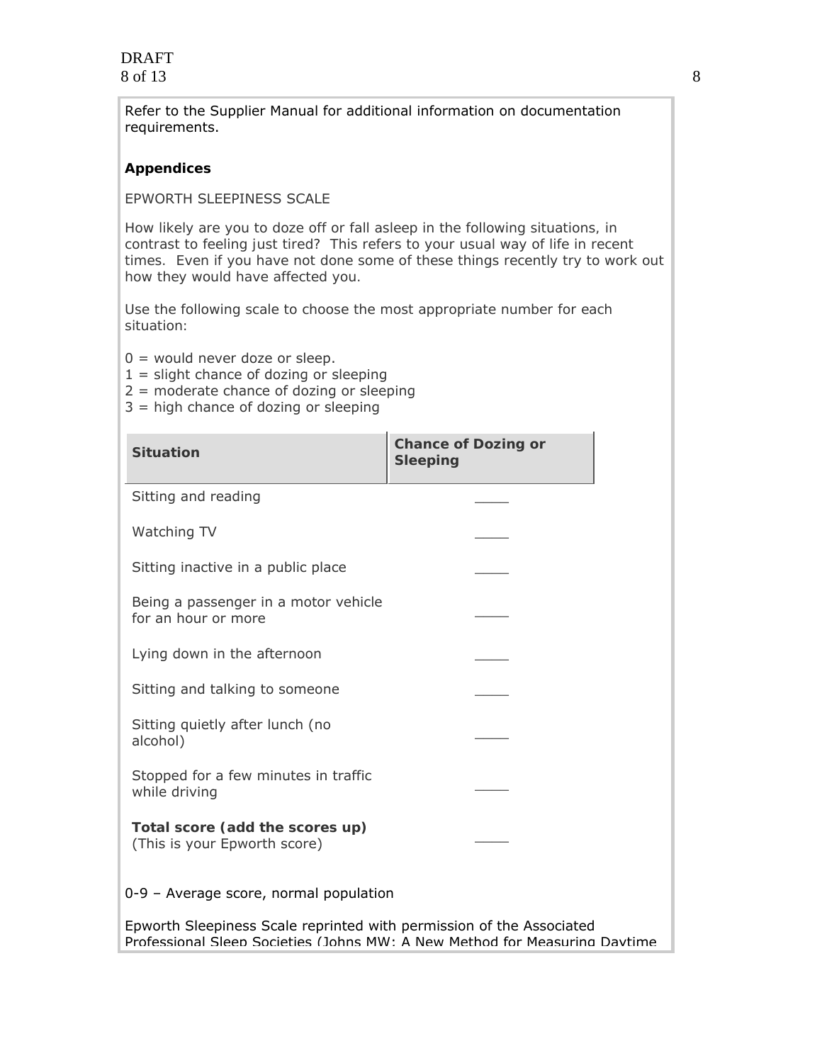Refer to the Supplier Manual for additional information on documentation requirements.

**Appendices**

EPWORTH SLEEPINESS SCALE

How likely are you to doze off or fall asleep in the following situations, in contrast to feeling just tired? This refers to your usual way of life in recent times. Even if you have not done some of these things recently try to work out how they would have affected you.

Use the following scale to choose the most appropriate number for each situation:

0 = would never doze or sleep.
1 = slight chance of dozing or sleeping
2 = moderate chance of dozing or sleeping
3 = high chance of dozing or sleeping

| Situation | Chance of Dozing or Sleeping |
|---|---|
| Sitting and reading | ____ |
| Watching TV | ____ |
| Sitting inactive in a public place | ____ |
| Being a passenger in a motor vehicle for an hour or more | ____ |
| Lying down in the afternoon | ____ |
| Sitting and talking to someone | ____ |
| Sitting quietly after lunch (no alcohol) | ____ |
| Stopped for a few minutes in traffic while driving | ____ |
| **Total score (add the scores up)** (This is your Epworth score) | ____ |

0-9 – Average score, normal population

Epworth Sleepiness Scale reprinted with permission of the Associated Professional Sleep Societies (Johns MW: A New Method for Measuring Daytime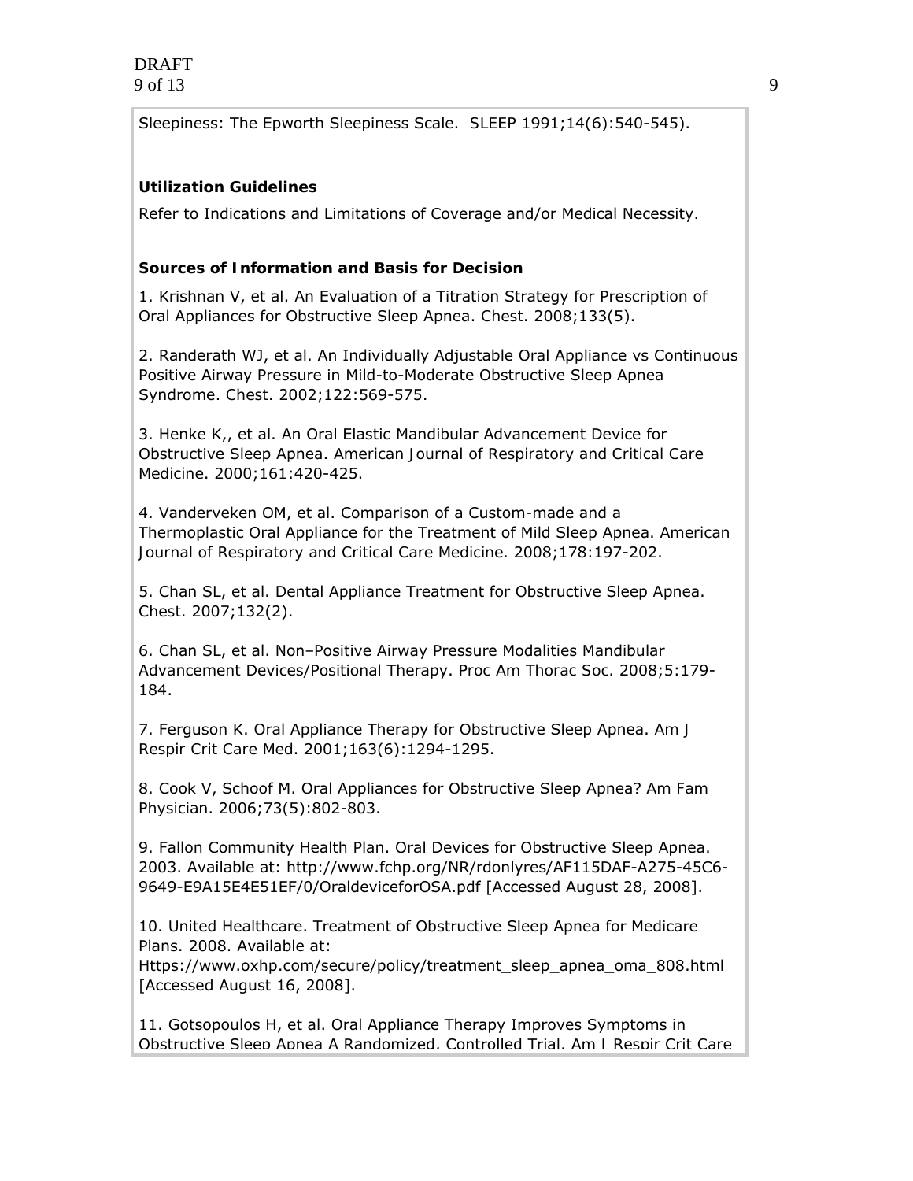Sleepiness: The Epworth Sleepiness Scale. SLEEP 1991;14(6):540-545).

**Utilization Guidelines**

Refer to Indications and Limitations of Coverage and/or Medical Necessity.

**Sources of Information and Basis for Decision**

1. Krishnan V, et al. An Evaluation of a Titration Strategy for Prescription of Oral Appliances for Obstructive Sleep Apnea. Chest. 2008;133(5).

2. Randerath WJ, et al. An Individually Adjustable Oral Appliance vs Continuous Positive Airway Pressure in Mild-to-Moderate Obstructive Sleep Apnea Syndrome. Chest. 2002;122:569-575.

3. Henke K,, et al. An Oral Elastic Mandibular Advancement Device for Obstructive Sleep Apnea. American Journal of Respiratory and Critical Care Medicine. 2000;161:420-425.

4. Vanderveken OM, et al. Comparison of a Custom-made and a Thermoplastic Oral Appliance for the Treatment of Mild Sleep Apnea. American Journal of Respiratory and Critical Care Medicine. 2008;178:197-202.

5. Chan SL, et al. Dental Appliance Treatment for Obstructive Sleep Apnea. Chest. 2007;132(2).

6. Chan SL, et al. Non–Positive Airway Pressure Modalities Mandibular Advancement Devices/Positional Therapy. Proc Am Thorac Soc. 2008;5:179-184.

7. Ferguson K. Oral Appliance Therapy for Obstructive Sleep Apnea. Am J Respir Crit Care Med. 2001;163(6):1294-1295.

8. Cook V, Schoof M. Oral Appliances for Obstructive Sleep Apnea? Am Fam Physician. 2006;73(5):802-803.

9. Fallon Community Health Plan. Oral Devices for Obstructive Sleep Apnea. 2003. Available at: http://www.fchp.org/NR/rdonlyres/AF115DAF-A275-45C6-9649-E9A15E4E51EF/0/OraldeviceforOSA.pdf [Accessed August 28, 2008].

10. United Healthcare. Treatment of Obstructive Sleep Apnea for Medicare Plans. 2008. Available at: Https://www.oxhp.com/secure/policy/treatment_sleep_apnea_oma_808.html [Accessed August 16, 2008].

11. Gotsopoulos H, et al. Oral Appliance Therapy Improves Symptoms in Obstructive Sleep Apnea A Randomized, Controlled Trial. Am J Respir Crit Care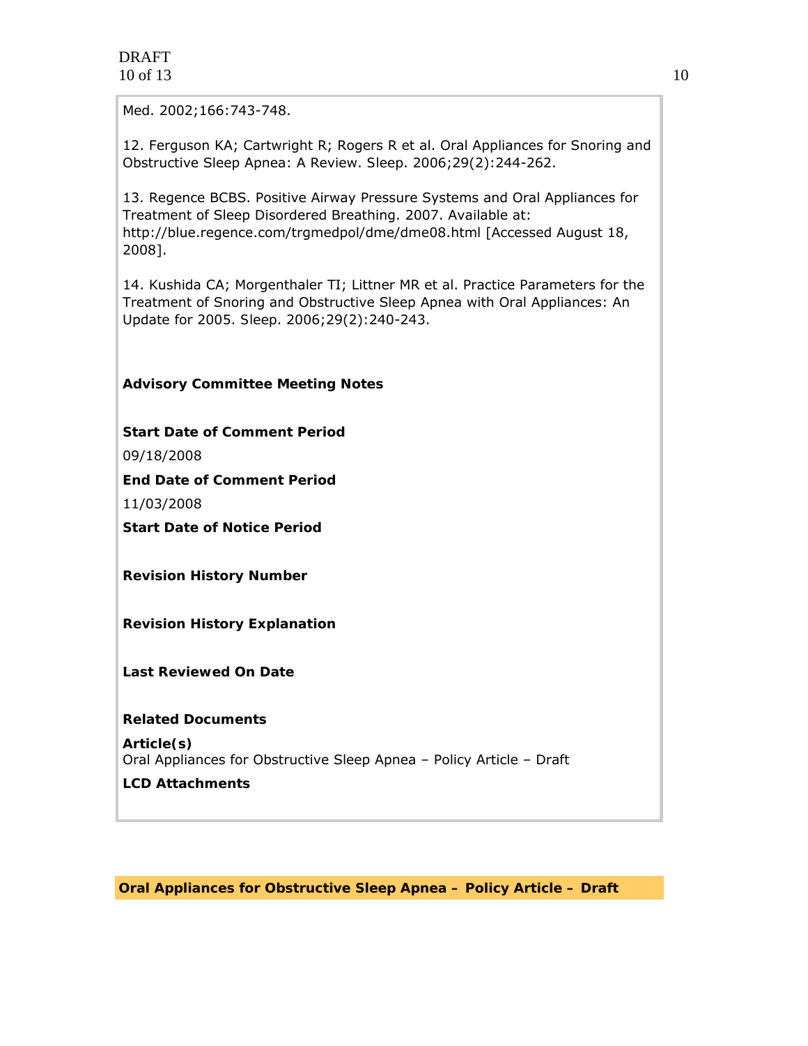Med. 2002;166:743-748.

12. Ferguson KA; Cartwright R; Rogers R et al. Oral Appliances for Snoring and Obstructive Sleep Apnea: A Review. Sleep. 2006;29(2):244-262.

13. Regence BCBS. Positive Airway Pressure Systems and Oral Appliances for Treatment of Sleep Disordered Breathing. 2007. Available at: http://blue.regence.com/trgmedpol/dme/dme08.html [Accessed August 18, 2008].

14. Kushida CA; Morgenthaler TI; Littner MR et al. Practice Parameters for the Treatment of Snoring and Obstructive Sleep Apnea with Oral Appliances: An Update for 2005. Sleep. 2006;29(2):240-243.

**Advisory Committee Meeting Notes**

**Start Date of Comment Period**

09/18/2008

**End Date of Comment Period**

11/03/2008

**Start Date of Notice Period**

**Revision History Number**

**Revision History Explanation**

**Last Reviewed On Date**

**Related Documents**

**Article(s)**
Oral Appliances for Obstructive Sleep Apnea – Policy Article – Draft

**LCD Attachments**

## Oral Appliances for Obstructive Sleep Apnea – Policy Article – Draft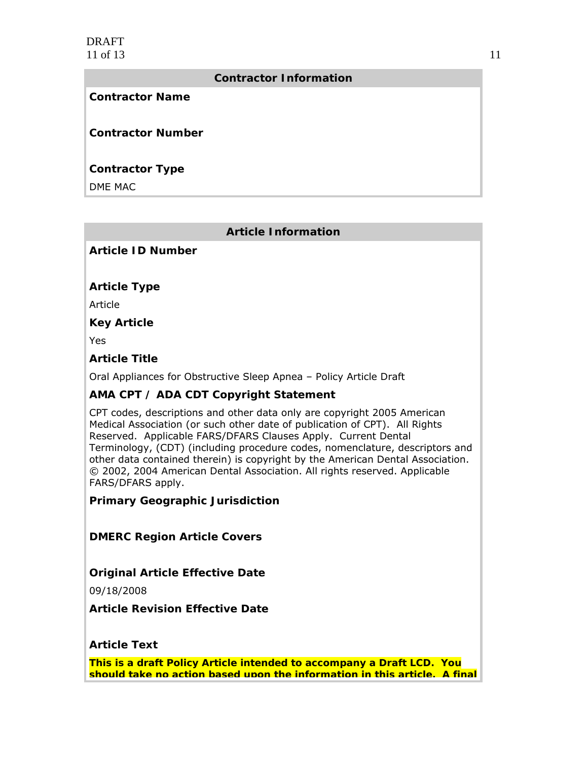## Contractor Information

**Contractor Name**

**Contractor Number**

**Contractor Type**

DME MAC

## Article Information

**Article ID Number**

**Article Type**

Article

**Key Article**

Yes

**Article Title**

Oral Appliances for Obstructive Sleep Apnea – Policy Article Draft

**AMA CPT / ADA CDT Copyright Statement**

CPT codes, descriptions and other data only are copyright 2005 American Medical Association (or such other date of publication of CPT). All Rights Reserved. Applicable FARS/DFARS Clauses Apply. Current Dental Terminology, (CDT) (including procedure codes, nomenclature, descriptors and other data contained therein) is copyright by the American Dental Association. © 2002, 2004 American Dental Association. All rights reserved. Applicable FARS/DFARS apply.

**Primary Geographic Jurisdiction**

**DMERC Region Article Covers**

**Original Article Effective Date**

09/18/2008

**Article Revision Effective Date**

**Article Text**

**This is a draft Policy Article intended to accompany a Draft LCD. You should take no action based upon the information in this article. A final**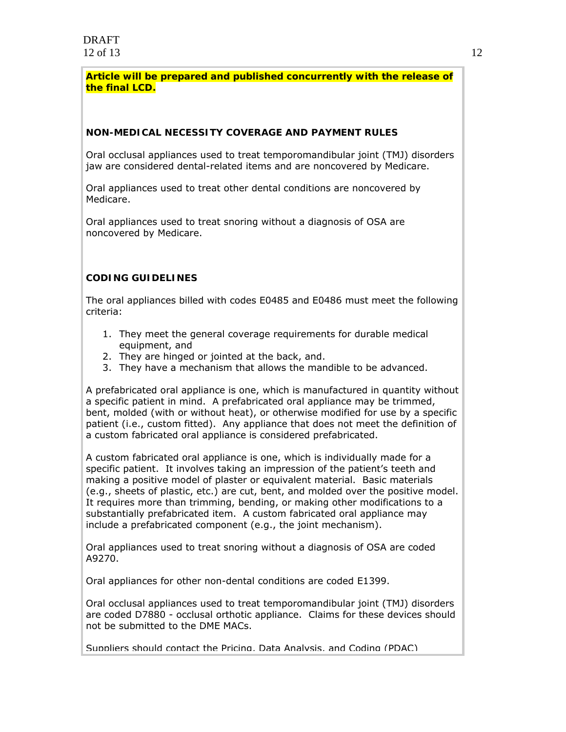**Article will be prepared and published concurrently with the release of the final LCD.**

**NON-MEDICAL NECESSITY COVERAGE AND PAYMENT RULES**

Oral occlusal appliances used to treat temporomandibular joint (TMJ) disorders jaw are considered dental-related items and are noncovered by Medicare.

Oral appliances used to treat other dental conditions are noncovered by Medicare.

Oral appliances used to treat snoring without a diagnosis of OSA are noncovered by Medicare.

**CODING GUIDELINES**

The oral appliances billed with codes E0485 and E0486 must meet the following criteria:

1. They meet the general coverage requirements for durable medical equipment, and
2. They are hinged or jointed at the back, and.
3. They have a mechanism that allows the mandible to be advanced.

A prefabricated oral appliance is one, which is manufactured in quantity without a specific patient in mind. A prefabricated oral appliance may be trimmed, bent, molded (with or without heat), or otherwise modified for use by a specific patient (i.e., custom fitted). Any appliance that does not meet the definition of a custom fabricated oral appliance is considered prefabricated.

A custom fabricated oral appliance is one, which is individually made for a specific patient. It involves taking an impression of the patient's teeth and making a positive model of plaster or equivalent material. Basic materials (e.g., sheets of plastic, etc.) are cut, bent, and molded over the positive model. It requires more than trimming, bending, or making other modifications to a substantially prefabricated item. A custom fabricated oral appliance may include a prefabricated component (e.g., the joint mechanism).

Oral appliances used to treat snoring without a diagnosis of OSA are coded A9270.

Oral appliances for other non-dental conditions are coded E1399.

Oral occlusal appliances used to treat temporomandibular joint (TMJ) disorders are coded D7880 - occlusal orthotic appliance. Claims for these devices should not be submitted to the DME MACs.

Suppliers should contact the Pricing, Data Analysis, and Coding (PDAC)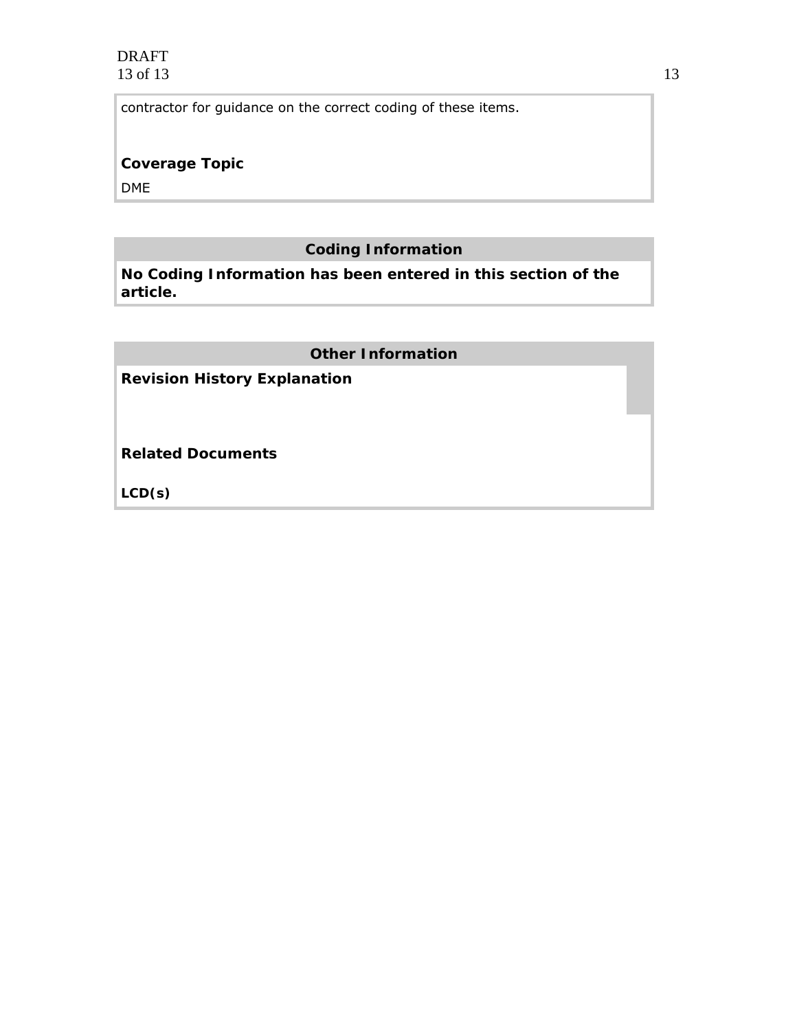contractor for guidance on the correct coding of these items.

**Coverage Topic**

DME

## Coding Information

**No Coding Information has been entered in this section of the article.**

## Other Information

**Revision History Explanation**

**Related Documents**

**LCD(s)**